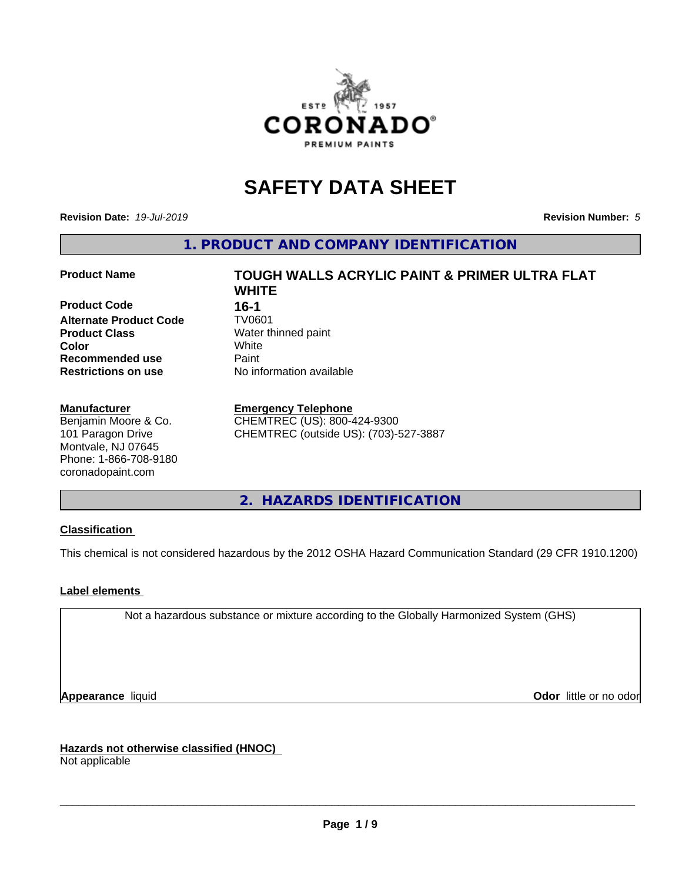# SAFETY DATA SHEET

**Revision Date:** *19-Jul-2019* **Revision Number:** *5*

## 1. PRODUCT AND COMPANY IDENTIFICATION

| | |
|---|---|
| **Product Name** | **TOUGH WALLS ACRYLIC PAINT & PRIMER ULTRA FLAT WHITE** |
| **Product Code** | **16-1** |
| **Alternate Product Code** | TV0601 |
| **Product Class** | Water thinned paint |
| **Color** | White |
| **Recommended use** | Paint |
| **Restrictions on use** | No information available |

**Manufacturer**
Benjamin Moore & Co.
101 Paragon Drive
Montvale, NJ 07645
Phone: 1-866-708-9180
coronadopaint.com

**Emergency Telephone**
CHEMTREC (US): 800-424-9300
CHEMTREC (outside US): (703)-527-3887

## 2. HAZARDS IDENTIFICATION

**Classification**

This chemical is not considered hazardous by the 2012 OSHA Hazard Communication Standard (29 CFR 1910.1200)

**Label elements**

Not a hazardous substance or mixture according to the Globally Harmonized System (GHS)

**Appearance** liquid **Odor** little or no odor

**Hazards not otherwise classified (HNOC)**
Not applicable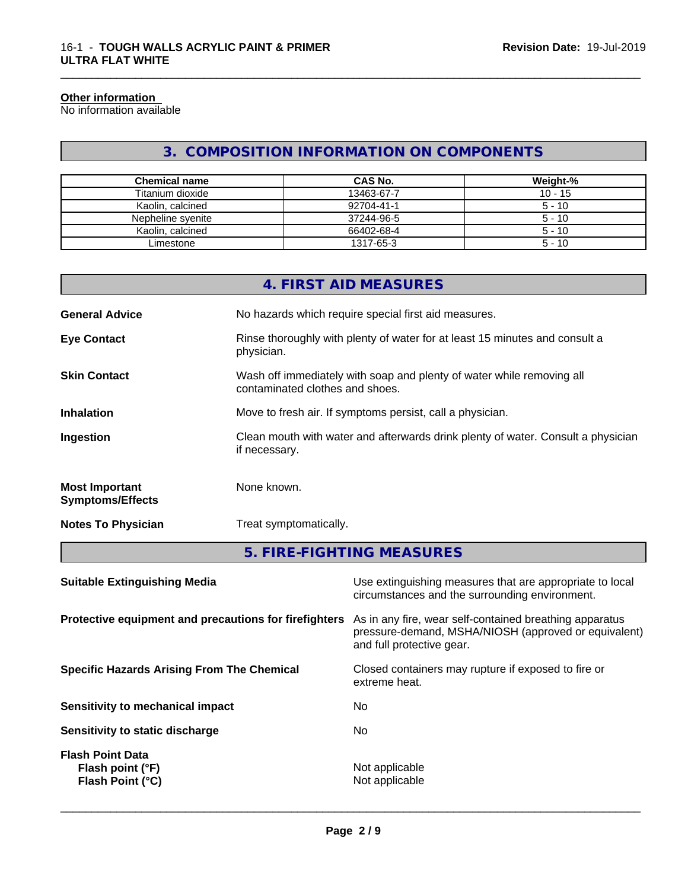**Other information**
No information available

## 3. COMPOSITION INFORMATION ON COMPONENTS

| Chemical name | CAS No. | Weight-% |
| --- | --- | --- |
| Titanium dioxide | 13463-67-7 | 10 - 15 |
| Kaolin, calcined | 92704-41-1 | 5 - 10 |
| Nepheline syenite | 37244-96-5 | 5 - 10 |
| Kaolin, calcined | 66402-68-4 | 5 - 10 |
| Limestone | 1317-65-3 | 5 - 10 |

## 4. FIRST AID MEASURES

**General Advice** No hazards which require special first aid measures.

**Eye Contact** Rinse thoroughly with plenty of water for at least 15 minutes and consult a physician.

**Skin Contact** Wash off immediately with soap and plenty of water while removing all contaminated clothes and shoes.

**Inhalation** Move to fresh air. If symptoms persist, call a physician.

**Ingestion** Clean mouth with water and afterwards drink plenty of water. Consult a physician if necessary.

**Most Important Symptoms/Effects** None known.

**Notes To Physician** Treat symptomatically.

## 5. FIRE-FIGHTING MEASURES

**Suitable Extinguishing Media** Use extinguishing measures that are appropriate to local circumstances and the surrounding environment.

**Protective equipment and precautions for firefighters** As in any fire, wear self-contained breathing apparatus pressure-demand, MSHA/NIOSH (approved or equivalent) and full protective gear.

**Specific Hazards Arising From The Chemical** Closed containers may rupture if exposed to fire or extreme heat.

**Sensitivity to mechanical impact** No

**Sensitivity to static discharge** No

**Flash Point Data**
**Flash point (°F)** Not applicable
**Flash Point (°C)** Not applicable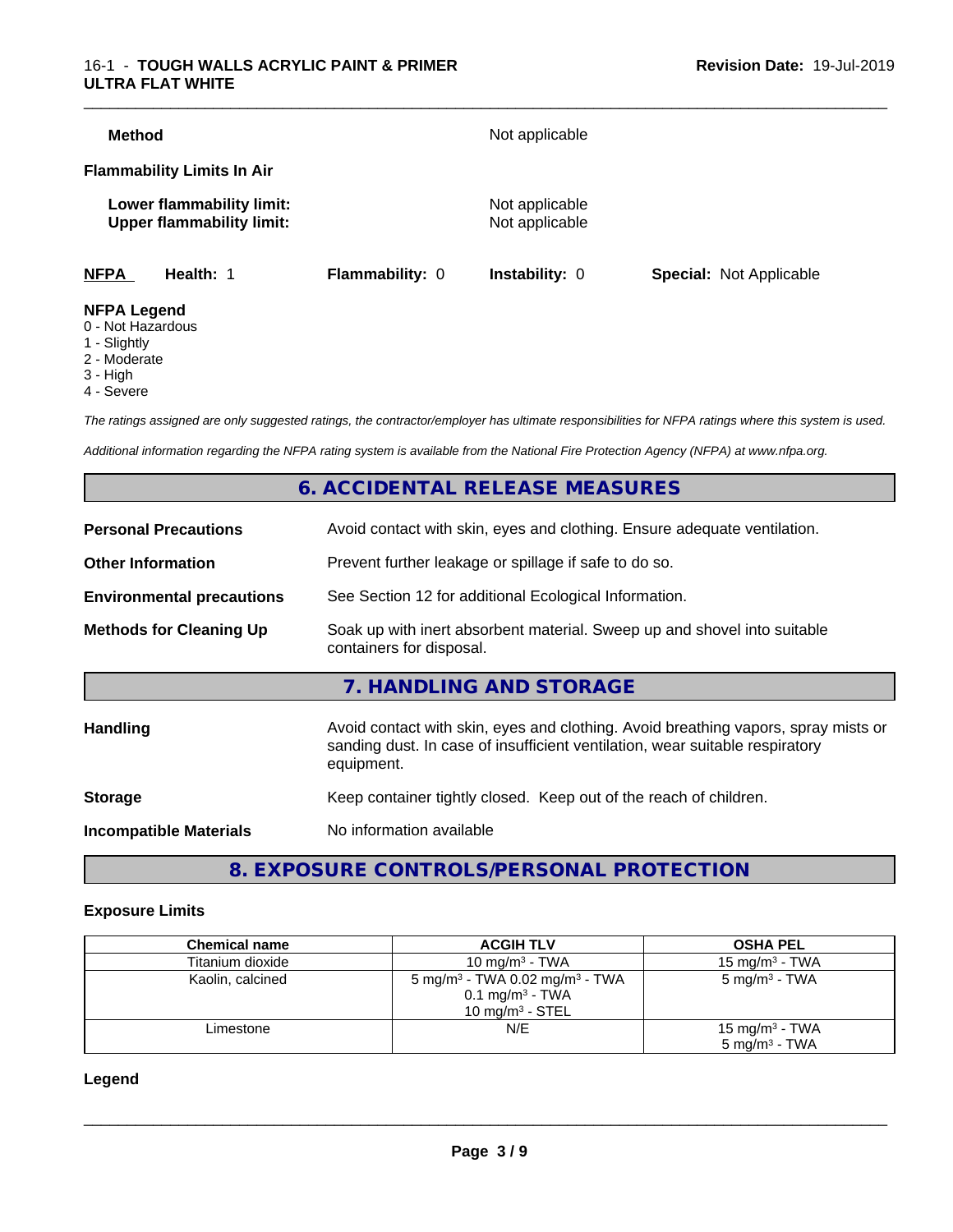**Method** Not applicable

**Flammability Limits In Air**

**Lower flammability limit:** Not applicable
**Upper flammability limit:** Not applicable

**NFPA** **Health:** 1 **Flammability:** 0 **Instability:** 0 **Special:** Not Applicable

**NFPA Legend**
- 0 - Not Hazardous
- 1 - Slightly
- 2 - Moderate
- 3 - High
- 4 - Severe

*The ratings assigned are only suggested ratings, the contractor/employer has ultimate responsibilities for NFPA ratings where this system is used.*

*Additional information regarding the NFPA rating system is available from the National Fire Protection Agency (NFPA) at www.nfpa.org.*

## 6. ACCIDENTAL RELEASE MEASURES

**Personal Precautions** Avoid contact with skin, eyes and clothing. Ensure adequate ventilation.

**Other Information** Prevent further leakage or spillage if safe to do so.

**Environmental precautions** See Section 12 for additional Ecological Information.

**Methods for Cleaning Up** Soak up with inert absorbent material. Sweep up and shovel into suitable containers for disposal.

## 7. HANDLING AND STORAGE

**Handling** Avoid contact with skin, eyes and clothing. Avoid breathing vapors, spray mists or sanding dust. In case of insufficient ventilation, wear suitable respiratory equipment.

**Storage** Keep container tightly closed. Keep out of the reach of children.

**Incompatible Materials** No information available

## 8. EXPOSURE CONTROLS/PERSONAL PROTECTION

### Exposure Limits

| Chemical name | ACGIH TLV | OSHA PEL |
|---|---|---|
| Titanium dioxide | 10 mg/m$^3$ - TWA | 15 mg/m$^3$ - TWA |
| Kaolin, calcined | 5 mg/m$^3$ - TWA 0.02 mg/m$^3$ - TWA<br>0.1 mg/m$^3$ - TWA<br>10 mg/m$^3$ - STEL | 5 mg/m$^3$ - TWA |
| Limestone | N/E | 15 mg/m$^3$ - TWA<br>5 mg/m$^3$ - TWA |

### Legend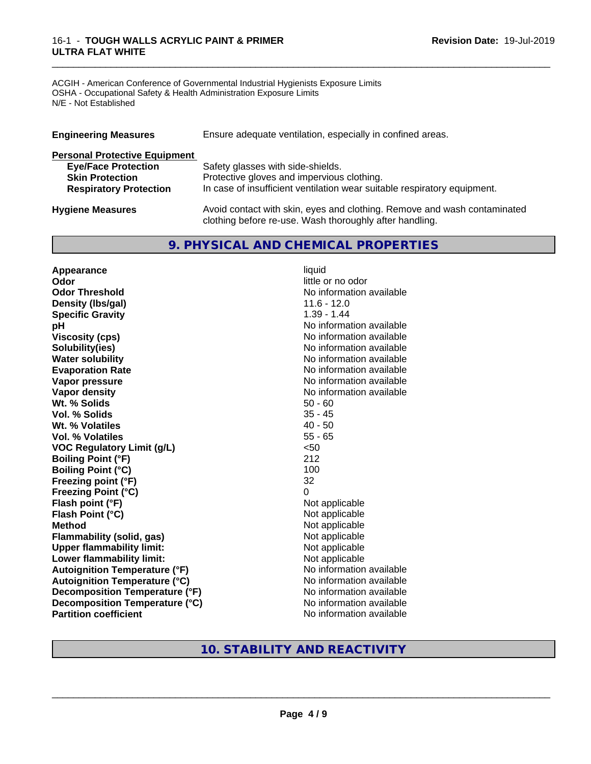ACGIH - American Conference of Governmental Industrial Hygienists Exposure Limits
OSHA - Occupational Safety & Health Administration Exposure Limits
N/E - Not Established

**Engineering Measures** Ensure adequate ventilation, especially in confined areas.

**Personal Protective Equipment**

| | |
|---|---|
| **Eye/Face Protection** | Safety glasses with side-shields. |
| **Skin Protection** | Protective gloves and impervious clothing. |
| **Respiratory Protection** | In case of insufficient ventilation wear suitable respiratory equipment. |

**Hygiene Measures** Avoid contact with skin, eyes and clothing. Remove and wash contaminated clothing before re-use. Wash thoroughly after handling.

## 9. PHYSICAL AND CHEMICAL PROPERTIES

| | |
|---|---|
| **Appearance** | liquid |
| **Odor** | little or no odor |
| **Odor Threshold** | No information available |
| **Density (lbs/gal)** | 11.6 - 12.0 |
| **Specific Gravity** | 1.39 - 1.44 |
| **pH** | No information available |
| **Viscosity (cps)** | No information available |
| **Solubility(ies)** | No information available |
| **Water solubility** | No information available |
| **Evaporation Rate** | No information available |
| **Vapor pressure** | No information available |
| **Vapor density** | No information available |
| **Wt. % Solids** | 50 - 60 |
| **Vol. % Solids** | 35 - 45 |
| **Wt. % Volatiles** | 40 - 50 |
| **Vol. % Volatiles** | 55 - 65 |
| **VOC Regulatory Limit (g/L)** | <50 |
| **Boiling Point (°F)** | 212 |
| **Boiling Point (°C)** | 100 |
| **Freezing point (°F)** | 32 |
| **Freezing Point (°C)** | 0 |
| **Flash point (°F)** | Not applicable |
| **Flash Point (°C)** | Not applicable |
| **Method** | Not applicable |
| **Flammability (solid, gas)** | Not applicable |
| **Upper flammability limit:** | Not applicable |
| **Lower flammability limit:** | Not applicable |
| **Autoignition Temperature (°F)** | No information available |
| **Autoignition Temperature (°C)** | No information available |
| **Decomposition Temperature (°F)** | No information available |
| **Decomposition Temperature (°C)** | No information available |
| **Partition coefficient** | No information available |

## 10. STABILITY AND REACTIVITY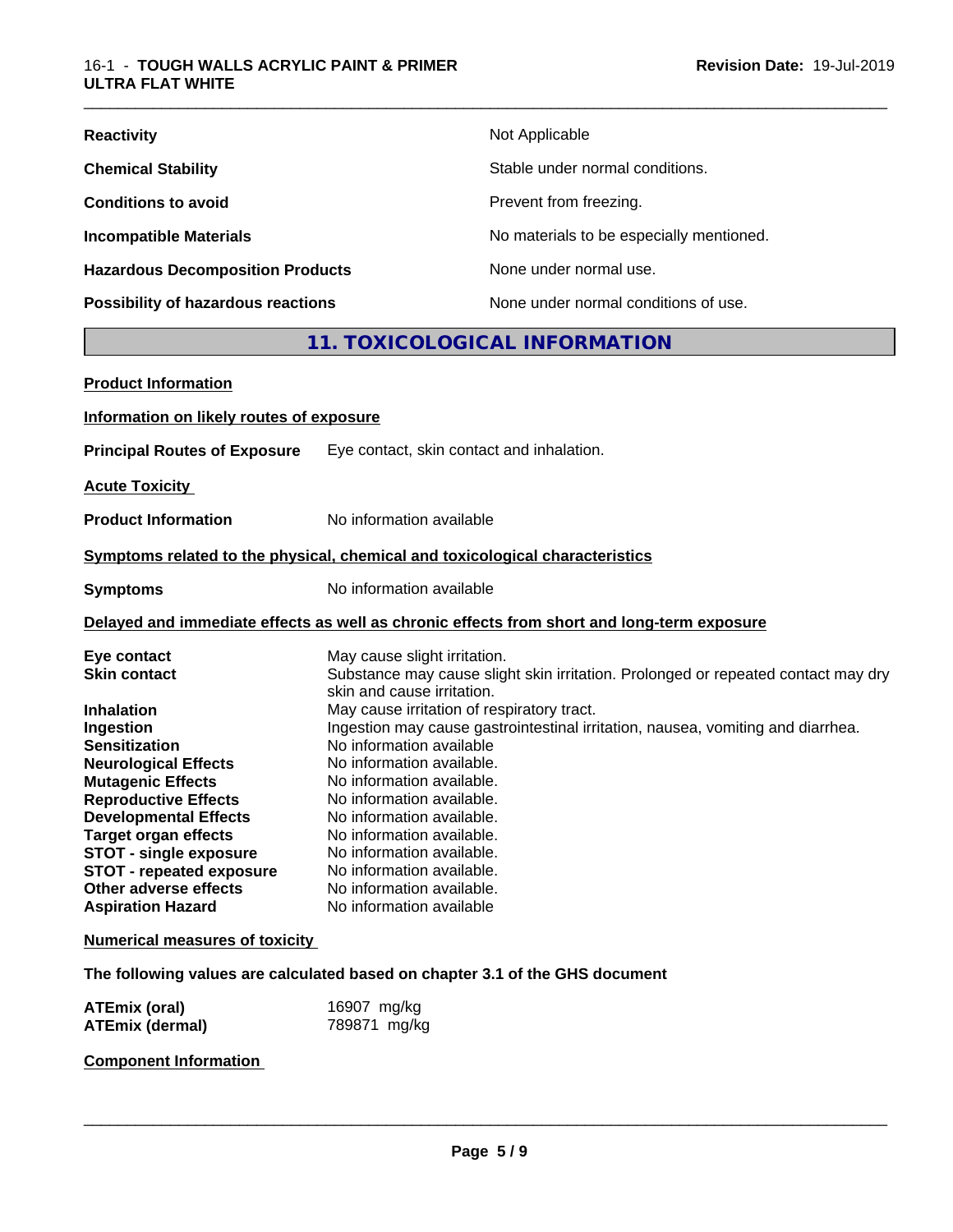| | |
|---|---|
| **Reactivity** | Not Applicable |
| **Chemical Stability** | Stable under normal conditions. |
| **Conditions to avoid** | Prevent from freezing. |
| **Incompatible Materials** | No materials to be especially mentioned. |
| **Hazardous Decomposition Products** | None under normal use. |
| **Possibility of hazardous reactions** | None under normal conditions of use. |

## 11. TOXICOLOGICAL INFORMATION

**Product Information**

**Information on likely routes of exposure**

**Principal Routes of Exposure** Eye contact, skin contact and inhalation.

**Acute Toxicity**

**Product Information** No information available

**Symptoms related to the physical, chemical and toxicological characteristics**

**Symptoms** No information available

**Delayed and immediate effects as well as chronic effects from short and long-term exposure**

| | |
|---|---|
| **Eye contact** | May cause slight irritation. |
| **Skin contact** | Substance may cause slight skin irritation. Prolonged or repeated contact may dry skin and cause irritation. |
| **Inhalation** | May cause irritation of respiratory tract. |
| **Ingestion** | Ingestion may cause gastrointestinal irritation, nausea, vomiting and diarrhea. |
| **Sensitization** | No information available |
| **Neurological Effects** | No information available. |
| **Mutagenic Effects** | No information available. |
| **Reproductive Effects** | No information available. |
| **Developmental Effects** | No information available. |
| **Target organ effects** | No information available. |
| **STOT - single exposure** | No information available. |
| **STOT - repeated exposure** | No information available. |
| **Other adverse effects** | No information available. |
| **Aspiration Hazard** | No information available |

**Numerical measures of toxicity**

**The following values are calculated based on chapter 3.1 of the GHS document**

| | |
|---|---|
| **ATEmix (oral)** | 16907 mg/kg |
| **ATEmix (dermal)** | 789871 mg/kg |

**Component Information**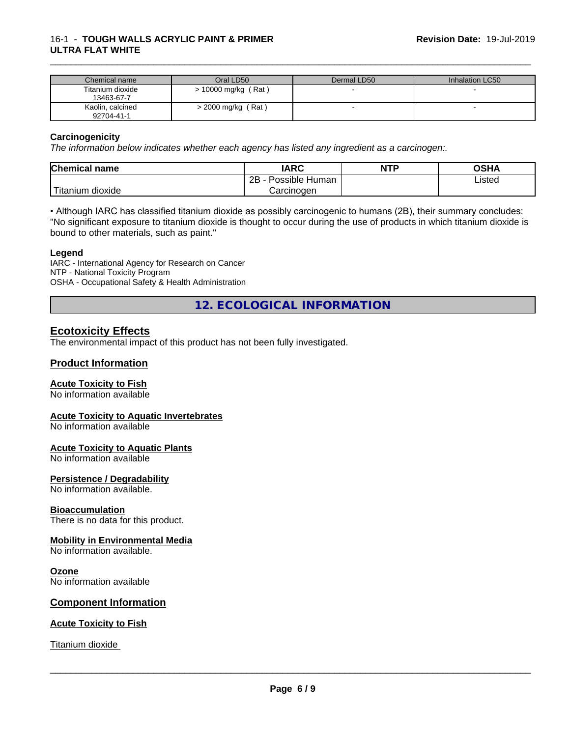| Chemical name | Oral LD50 | Dermal LD50 | Inhalation LC50 |
| --- | --- | --- | --- |
| Titanium dioxide 13463-67-7 | > 10000 mg/kg ( Rat ) | - | - |
| Kaolin, calcined 92704-41-1 | > 2000 mg/kg ( Rat ) | - | - |

**Carcinogenicity**

*The information below indicates whether each agency has listed any ingredient as a carcinogen:.*

| Chemical name | IARC | NTP | OSHA |
| --- | --- | --- | --- |
| Titanium dioxide | 2B - Possible Human Carcinogen | | Listed |

• Although IARC has classified titanium dioxide as possibly carcinogenic to humans (2B), their summary concludes: "No significant exposure to titanium dioxide is thought to occur during the use of products in which titanium dioxide is bound to other materials, such as paint."

**Legend**

IARC - International Agency for Research on Cancer
NTP - National Toxicity Program
OSHA - Occupational Safety & Health Administration

## 12. ECOLOGICAL INFORMATION

### Ecotoxicity Effects

The environmental impact of this product has not been fully investigated.

### Product Information

**Acute Toxicity to Fish**

No information available

**Acute Toxicity to Aquatic Invertebrates**

No information available

**Acute Toxicity to Aquatic Plants**

No information available

**Persistence / Degradability**

No information available.

**Bioaccumulation**

There is no data for this product.

**Mobility in Environmental Media**

No information available.

**Ozone**

No information available

### Component Information

**Acute Toxicity to Fish**

Titanium dioxide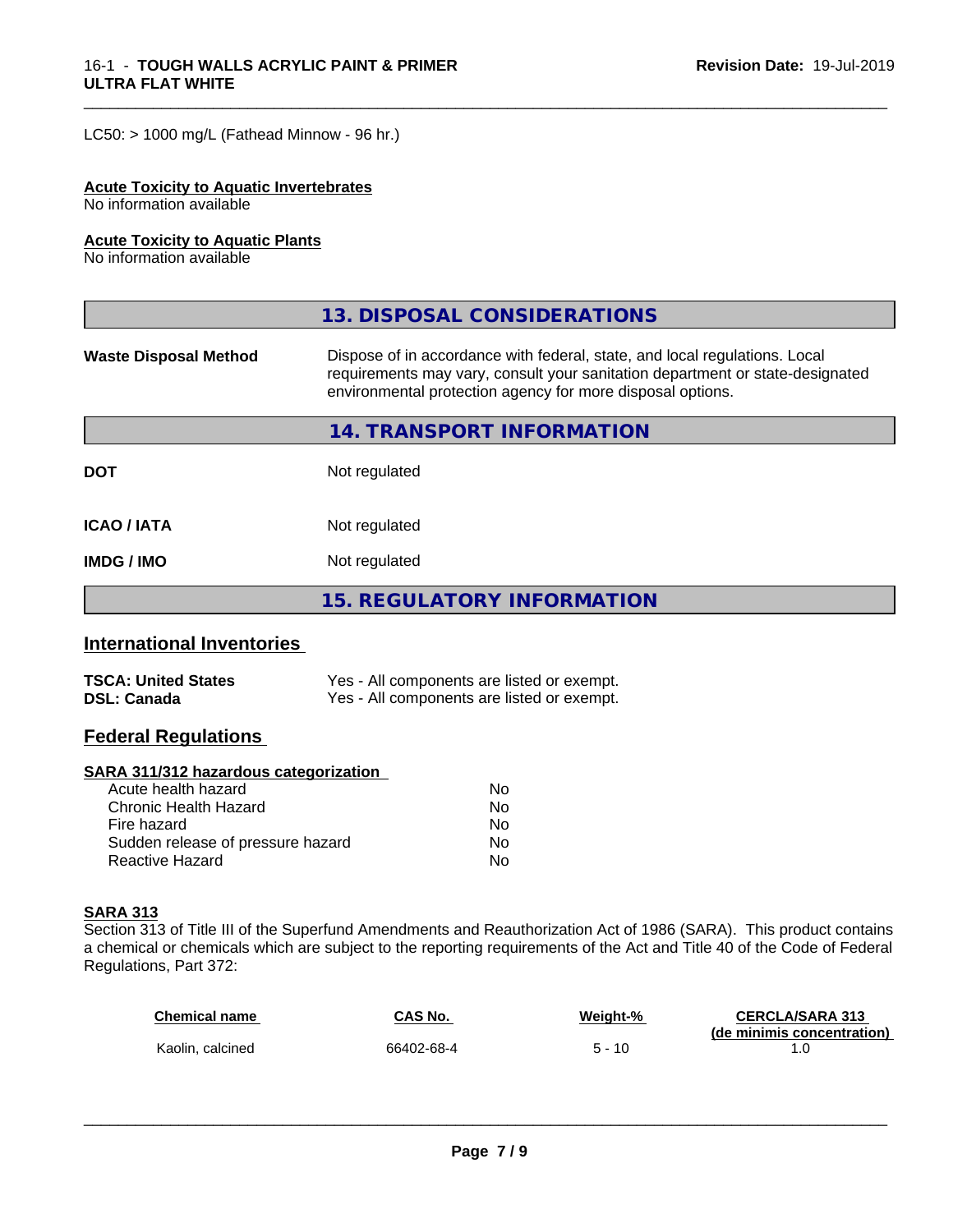LC50: > 1000 mg/L (Fathead Minnow - 96 hr.)

**Acute Toxicity to Aquatic Invertebrates**
No information available

**Acute Toxicity to Aquatic Plants**
No information available

## 13. DISPOSAL CONSIDERATIONS

**Waste Disposal Method** Dispose of in accordance with federal, state, and local regulations. Local requirements may vary, consult your sanitation department or state-designated environmental protection agency for more disposal options.

## 14. TRANSPORT INFORMATION

| | |
|---|---|
| **DOT** | Not regulated |
| **ICAO / IATA** | Not regulated |
| **IMDG / IMO** | Not regulated |

## 15. REGULATORY INFORMATION

### International Inventories

| | |
|---|---|
| **TSCA: United States** | Yes - All components are listed or exempt. |
| **DSL: Canada** | Yes - All components are listed or exempt. |

### Federal Regulations

**SARA 311/312 hazardous categorization**

| | |
|---|---|
| Acute health hazard | No |
| Chronic Health Hazard | No |
| Fire hazard | No |
| Sudden release of pressure hazard | No |
| Reactive Hazard | No |

**SARA 313**
Section 313 of Title III of the Superfund Amendments and Reauthorization Act of 1986 (SARA). This product contains a chemical or chemicals which are subject to the reporting requirements of the Act and Title 40 of the Code of Federal Regulations, Part 372:

| Chemical name | CAS No. | Weight-% | CERCLA/SARA 313 (de minimis concentration) |
|---|---|---|---|
| Kaolin, calcined | 66402-68-4 | 5 - 10 | 1.0 |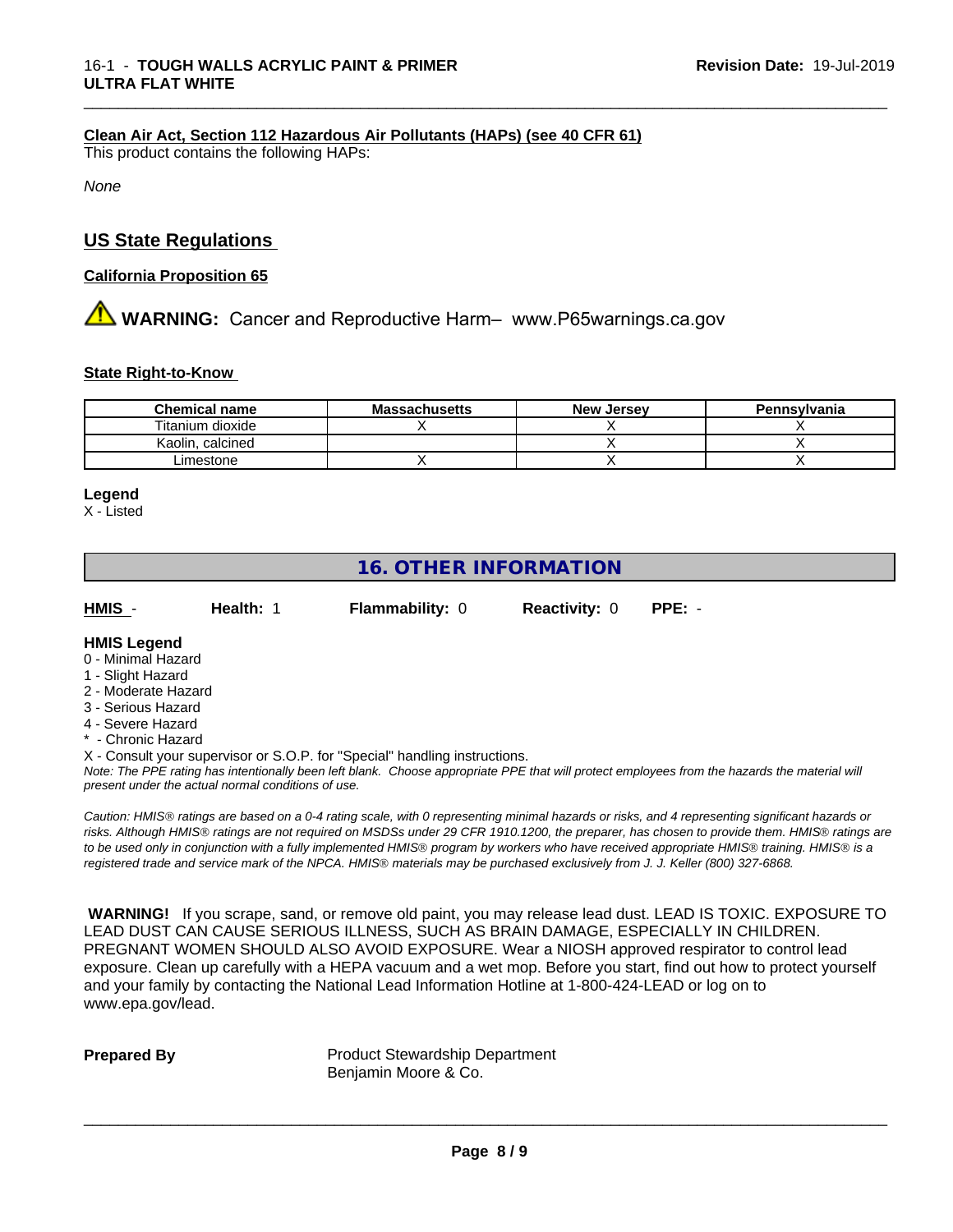**Clean Air Act, Section 112 Hazardous Air Pollutants (HAPs) (see 40 CFR 61)**
This product contains the following HAPs:

*None*

## US State Regulations

**California Proposition 65**

⚠ **WARNING:** Cancer and Reproductive Harm– www.P65warnings.ca.gov

**State Right-to-Know**

| Chemical name | Massachusetts | New Jersey | Pennsylvania |
|---|---|---|---|
| Titanium dioxide | X | X | X |
| Kaolin, calcined | | X | X |
| Limestone | X | X | X |

**Legend**
X - Listed

## 16. OTHER INFORMATION

**HMIS** - **Health:** 1 **Flammability:** 0 **Reactivity:** 0 **PPE:** -

**HMIS Legend**
0 - Minimal Hazard
1 - Slight Hazard
2 - Moderate Hazard
3 - Serious Hazard
4 - Severe Hazard
* - Chronic Hazard
X - Consult your supervisor or S.O.P. for "Special" handling instructions.
*Note: The PPE rating has intentionally been left blank. Choose appropriate PPE that will protect employees from the hazards the material will present under the actual normal conditions of use.*

*Caution: HMIS® ratings are based on a 0-4 rating scale, with 0 representing minimal hazards or risks, and 4 representing significant hazards or risks. Although HMIS® ratings are not required on MSDSs under 29 CFR 1910.1200, the preparer, has chosen to provide them. HMIS® ratings are to be used only in conjunction with a fully implemented HMIS® program by workers who have received appropriate HMIS® training. HMIS® is a registered trade and service mark of the NPCA. HMIS® materials may be purchased exclusively from J. J. Keller (800) 327-6868.*

**WARNING!** If you scrape, sand, or remove old paint, you may release lead dust. LEAD IS TOXIC. EXPOSURE TO LEAD DUST CAN CAUSE SERIOUS ILLNESS, SUCH AS BRAIN DAMAGE, ESPECIALLY IN CHILDREN. PREGNANT WOMEN SHOULD ALSO AVOID EXPOSURE. Wear a NIOSH approved respirator to control lead exposure. Clean up carefully with a HEPA vacuum and a wet mop. Before you start, find out how to protect yourself and your family by contacting the National Lead Information Hotline at 1-800-424-LEAD or log on to www.epa.gov/lead.

**Prepared By** Product Stewardship Department
Benjamin Moore & Co.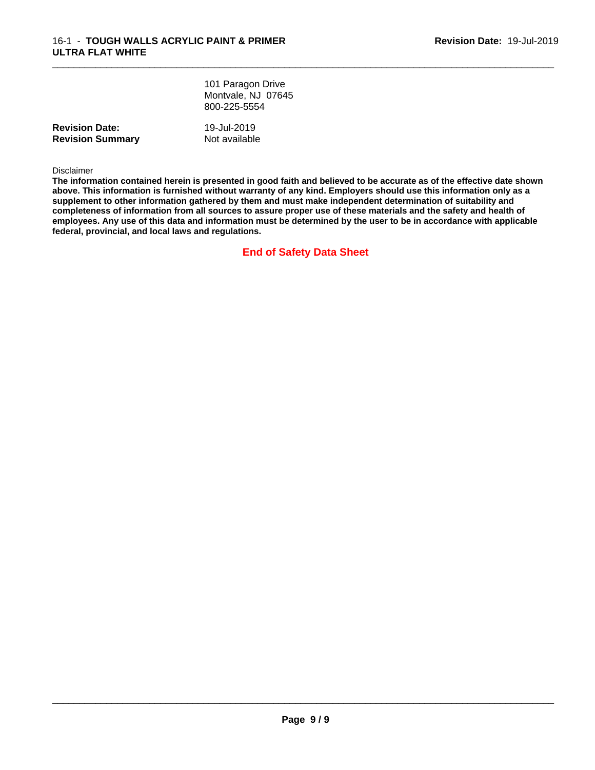101 Paragon Drive
Montvale, NJ 07645
800-225-5554

| | |
|---|---|
| **Revision Date:** | 19-Jul-2019 |
| **Revision Summary** | Not available |

Disclaimer

**The information contained herein is presented in good faith and believed to be accurate as of the effective date shown above. This information is furnished without warranty of any kind. Employers should use this information only as a supplement to other information gathered by them and must make independent determination of suitability and completeness of information from all sources to assure proper use of these materials and the safety and health of employees. Any use of this data and information must be determined by the user to be in accordance with applicable federal, provincial, and local laws and regulations.**

**End of Safety Data Sheet**